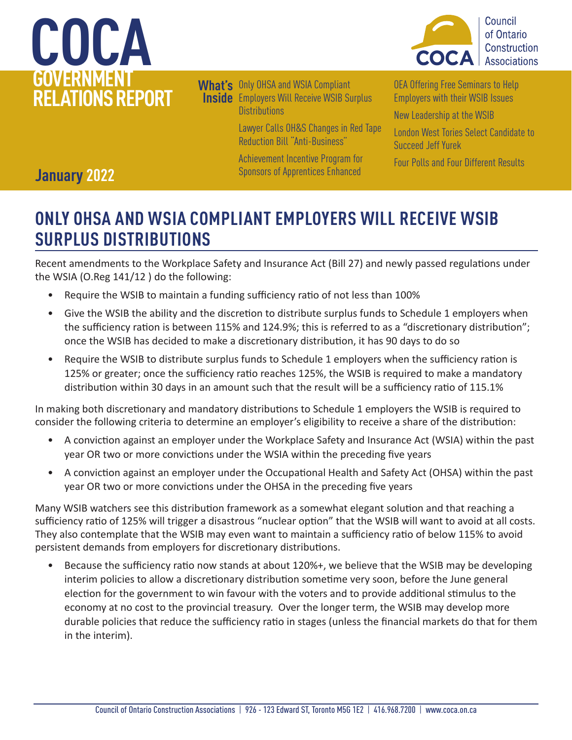# COCA GOVERNMENT RELATIONS REPORT

Council of Ontario Construction Associations

**January 2022**

**What's Inside**

- Only OHSA and WSIA Compliant Employers Will Receive WSIB Surplus Distributions
- Lawyer Calls OH&S Changes in Red Tape Reduction Bill "Anti-Business"
- Achievement Incentive Program for Sponsors of Apprentices Enhanced
- OEA Offering Free Seminars to Help Employers with their WSIB Issues
- New Leadership at the WSIB
- London West Tories Select Candidate to Succeed Jeff Yurek
- Four Polls and Four Different Results

## ONLY OHSA AND WSIA COMPLIANT EMPLOYERS WILL RECEIVE WSIB SURPLUS DISTRIBUTIONS

Recent amendments to the Workplace Safety and Insurance Act (Bill 27) and newly passed regulations under the WSIA (O.Reg 141/12 ) do the following:

- Require the WSIB to maintain a funding sufficiency ratio of not less than 100%
- Give the WSIB the ability and the discretion to distribute surplus funds to Schedule 1 employers when the sufficiency ration is between 115% and 124.9%; this is referred to as a "discretionary distribution"; once the WSIB has decided to make a discretionary distribution, it has 90 days to do so
- Require the WSIB to distribute surplus funds to Schedule 1 employers when the sufficiency ration is 125% or greater; once the sufficiency ratio reaches 125%, the WSIB is required to make a mandatory distribution within 30 days in an amount such that the result will be a sufficiency ratio of 115.1%

In making both discretionary and mandatory distributions to Schedule 1 employers the WSIB is required to consider the following criteria to determine an employer's eligibility to receive a share of the distribution:

- A conviction against an employer under the Workplace Safety and Insurance Act (WSIA) within the past year OR two or more convictions under the WSIA within the preceding five years
- A conviction against an employer under the Occupational Health and Safety Act (OHSA) within the past year OR two or more convictions under the OHSA in the preceding five years

Many WSIB watchers see this distribution framework as a somewhat elegant solution and that reaching a sufficiency ratio of 125% will trigger a disastrous "nuclear option" that the WSIB will want to avoid at all costs. They also contemplate that the WSIB may even want to maintain a sufficiency ratio of below 115% to avoid persistent demands from employers for discretionary distributions.

- Because the sufficiency ratio now stands at about 120%+, we believe that the WSIB may be developing interim policies to allow a discretionary distribution sometime very soon, before the June general election for the government to win favour with the voters and to provide additional stimulus to the economy at no cost to the provincial treasury. Over the longer term, the WSIB may develop more durable policies that reduce the sufficiency ratio in stages (unless the financial markets do that for them in the interim).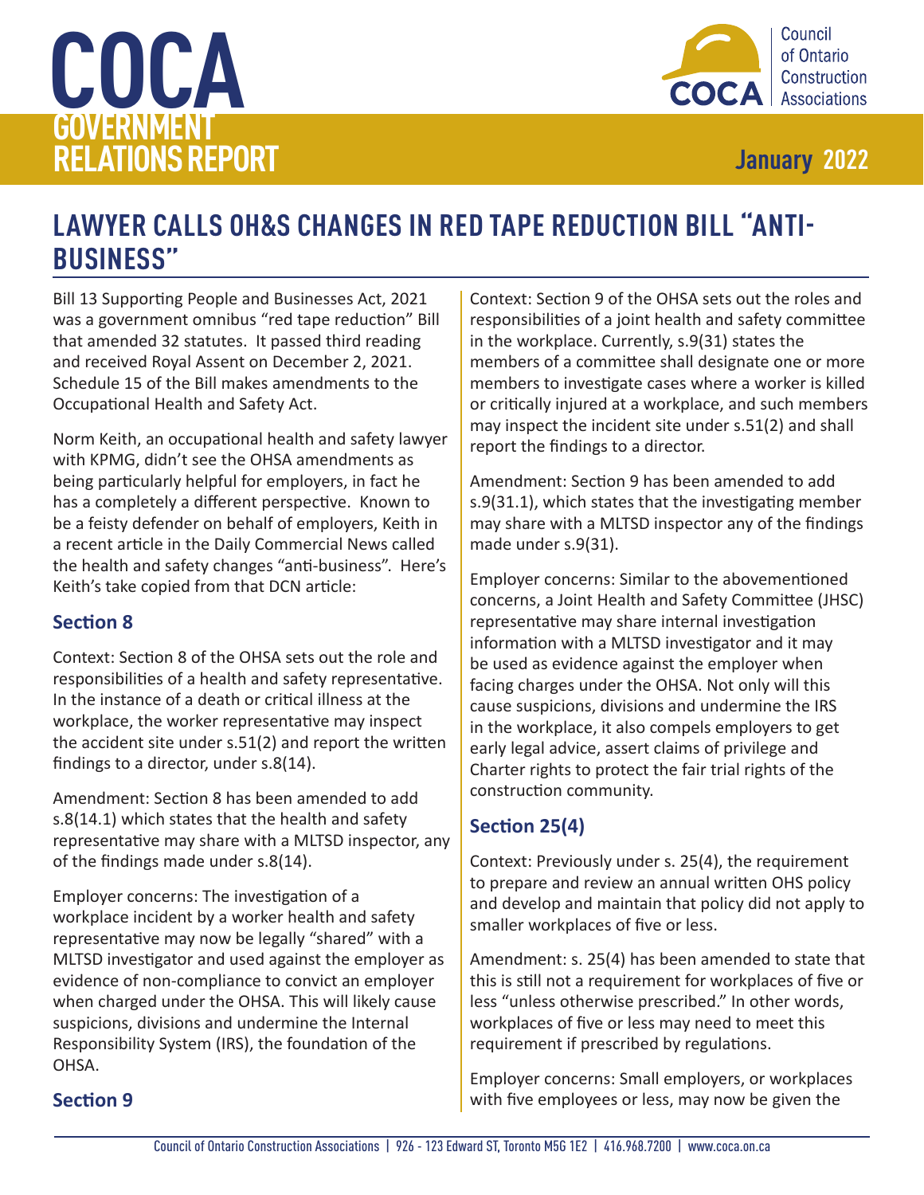# LAWYER CALLS OH&S CHANGES IN RED TAPE REDUCTION BILL "ANTI-BUSINESS"

Bill 13 Supporting People and Businesses Act, 2021 was a government omnibus "red tape reduction" Bill that amended 32 statutes. It passed third reading and received Royal Assent on December 2, 2021. Schedule 15 of the Bill makes amendments to the Occupational Health and Safety Act.

Norm Keith, an occupational health and safety lawyer with KPMG, didn't see the OHSA amendments as being particularly helpful for employers, in fact he has a completely a different perspective. Known to be a feisty defender on behalf of employers, Keith in a recent article in the Daily Commercial News called the health and safety changes "anti-business". Here's Keith's take copied from that DCN article:

### Section 8

Context: Section 8 of the OHSA sets out the role and responsibilities of a health and safety representative. In the instance of a death or critical illness at the workplace, the worker representative may inspect the accident site under s.51(2) and report the written findings to a director, under s.8(14).

Amendment: Section 8 has been amended to add s.8(14.1) which states that the health and safety representative may share with a MLTSD inspector, any of the findings made under s.8(14).

Employer concerns: The investigation of a workplace incident by a worker health and safety representative may now be legally "shared" with a MLTSD investigator and used against the employer as evidence of non-compliance to convict an employer when charged under the OHSA. This will likely cause suspicions, divisions and undermine the Internal Responsibility System (IRS), the foundation of the OHSA.

### Section 9

Context: Section 9 of the OHSA sets out the roles and responsibilities of a joint health and safety committee in the workplace. Currently, s.9(31) states the members of a committee shall designate one or more members to investigate cases where a worker is killed or critically injured at a workplace, and such members may inspect the incident site under s.51(2) and shall report the findings to a director.

Amendment: Section 9 has been amended to add s.9(31.1), which states that the investigating member may share with a MLTSD inspector any of the findings made under s.9(31).

Employer concerns: Similar to the abovementioned concerns, a Joint Health and Safety Committee (JHSC) representative may share internal investigation information with a MLTSD investigator and it may be used as evidence against the employer when facing charges under the OHSA. Not only will this cause suspicions, divisions and undermine the IRS in the workplace, it also compels employers to get early legal advice, assert claims of privilege and Charter rights to protect the fair trial rights of the construction community.

### Section 25(4)

Context: Previously under s. 25(4), the requirement to prepare and review an annual written OHS policy and develop and maintain that policy did not apply to smaller workplaces of five or less.

Amendment: s. 25(4) has been amended to state that this is still not a requirement for workplaces of five or less "unless otherwise prescribed." In other words, workplaces of five or less may need to meet this requirement if prescribed by regulations.

Employer concerns: Small employers, or workplaces with five employees or less, may now be given the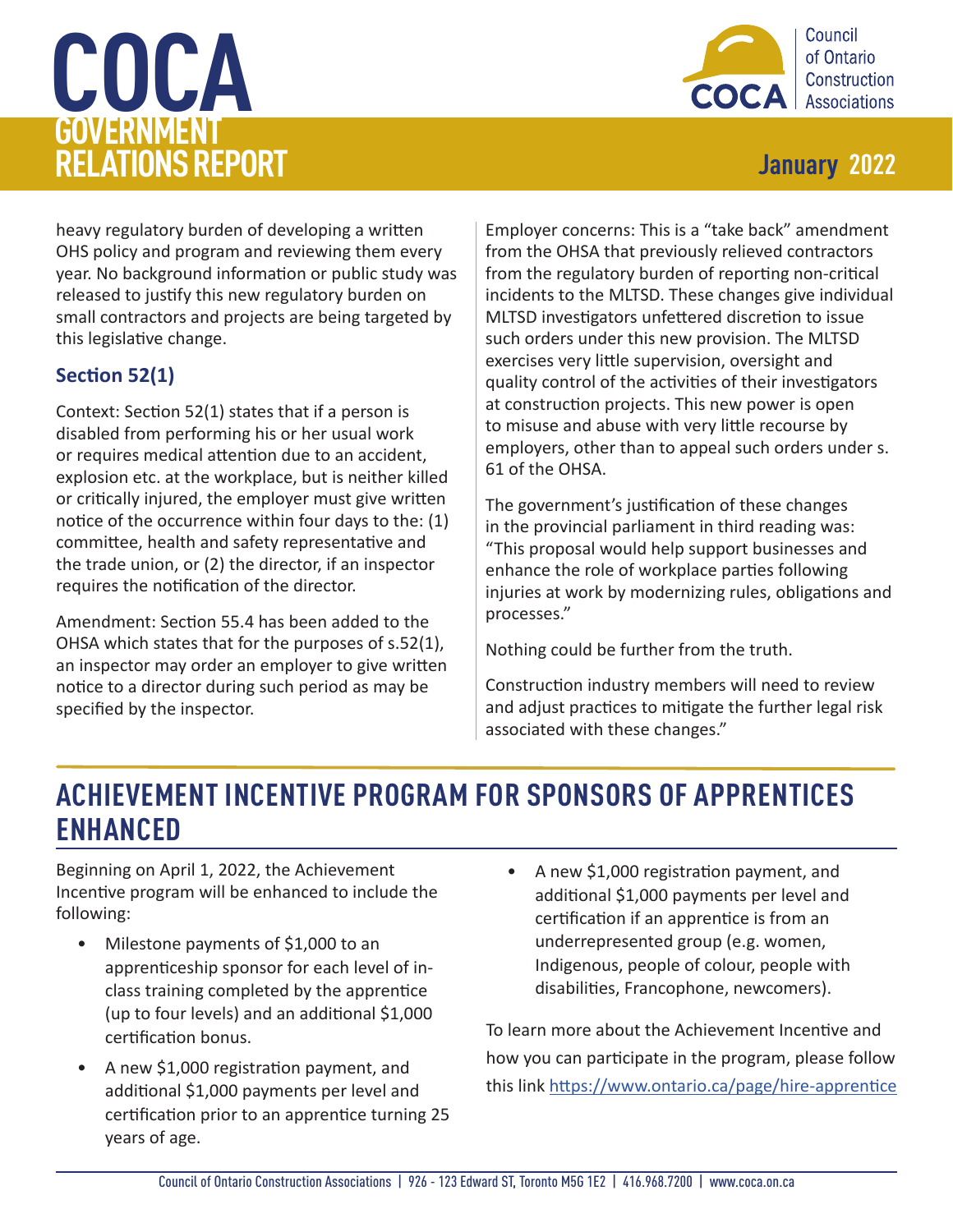heavy regulatory burden of developing a written OHS policy and program and reviewing them every year. No background information or public study was released to justify this new regulatory burden on small contractors and projects are being targeted by this legislative change.

### Section 52(1)

Context: Section 52(1) states that if a person is disabled from performing his or her usual work or requires medical attention due to an accident, explosion etc. at the workplace, but is neither killed or critically injured, the employer must give written notice of the occurrence within four days to the: (1) committee, health and safety representative and the trade union, or (2) the director, if an inspector requires the notification of the director.

Amendment: Section 55.4 has been added to the OHSA which states that for the purposes of s.52(1), an inspector may order an employer to give written notice to a director during such period as may be specified by the inspector.

Employer concerns: This is a "take back" amendment from the OHSA that previously relieved contractors from the regulatory burden of reporting non-critical incidents to the MLTSD. These changes give individual MLTSD investigators unfettered discretion to issue such orders under this new provision. The MLTSD exercises very little supervision, oversight and quality control of the activities of their investigators at construction projects. This new power is open to misuse and abuse with very little recourse by employers, other than to appeal such orders under s. 61 of the OHSA.

The government's justification of these changes in the provincial parliament in third reading was: "This proposal would help support businesses and enhance the role of workplace parties following injuries at work by modernizing rules, obligations and processes."

Nothing could be further from the truth.

Construction industry members will need to review and adjust practices to mitigate the further legal risk associated with these changes."

## ACHIEVEMENT INCENTIVE PROGRAM FOR SPONSORS OF APPRENTICES ENHANCED

Beginning on April 1, 2022, the Achievement Incentive program will be enhanced to include the following:

- Milestone payments of $1,000 to an apprenticeship sponsor for each level of in-class training completed by the apprentice (up to four levels) and an additional $1,000 certification bonus.
- A new $1,000 registration payment, and additional $1,000 payments per level and certification prior to an apprentice turning 25 years of age.
- A new $1,000 registration payment, and additional $1,000 payments per level and certification if an apprentice is from an underrepresented group (e.g. women, Indigenous, people of colour, people with disabilities, Francophone, newcomers).

To learn more about the Achievement Incentive and how you can participate in the program, please follow this link https://www.ontario.ca/page/hire-apprentice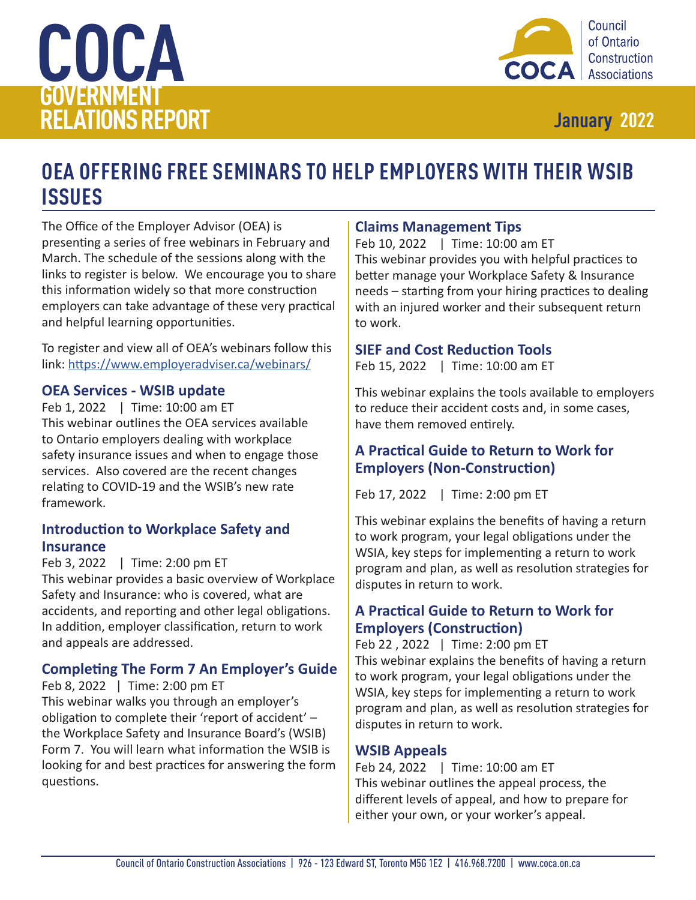# OEA OFFERING FREE SEMINARS TO HELP EMPLOYERS WITH THEIR WSIB ISSUES

The Office of the Employer Advisor (OEA) is presenting a series of free webinars in February and March. The schedule of the sessions along with the links to register is below. We encourage you to share this information widely so that more construction employers can take advantage of these very practical and helpful learning opportunities.

To register and view all of OEA's webinars follow this link: https://www.employeradviser.ca/webinars/

### OEA Services - WSIB update

Feb 1, 2022 | Time: 10:00 am ET

This webinar outlines the OEA services available to Ontario employers dealing with workplace safety insurance issues and when to engage those services. Also covered are the recent changes relating to COVID-19 and the WSIB's new rate framework.

### Introduction to Workplace Safety and Insurance

Feb 3, 2022 | Time: 2:00 pm ET

This webinar provides a basic overview of Workplace Safety and Insurance: who is covered, what are accidents, and reporting and other legal obligations. In addition, employer classification, return to work and appeals are addressed.

### Completing The Form 7 An Employer's Guide

Feb 8, 2022 | Time: 2:00 pm ET

This webinar walks you through an employer's obligation to complete their 'report of accident' – the Workplace Safety and Insurance Board's (WSIB) Form 7. You will learn what information the WSIB is looking for and best practices for answering the form questions.

### Claims Management Tips

Feb 10, 2022 | Time: 10:00 am ET

This webinar provides you with helpful practices to better manage your Workplace Safety & Insurance needs – starting from your hiring practices to dealing with an injured worker and their subsequent return to work.

### SIEF and Cost Reduction Tools

Feb 15, 2022 | Time: 10:00 am ET

This webinar explains the tools available to employers to reduce their accident costs and, in some cases, have them removed entirely.

### A Practical Guide to Return to Work for Employers (Non-Construction)

Feb 17, 2022 | Time: 2:00 pm ET

This webinar explains the benefits of having a return to work program, your legal obligations under the WSIA, key steps for implementing a return to work program and plan, as well as resolution strategies for disputes in return to work.

### A Practical Guide to Return to Work for Employers (Construction)

Feb 22 , 2022 | Time: 2:00 pm ET

This webinar explains the benefits of having a return to work program, your legal obligations under the WSIA, key steps for implementing a return to work program and plan, as well as resolution strategies for disputes in return to work.

### WSIB Appeals

Feb 24, 2022 | Time: 10:00 am ET

This webinar outlines the appeal process, the different levels of appeal, and how to prepare for either your own, or your worker's appeal.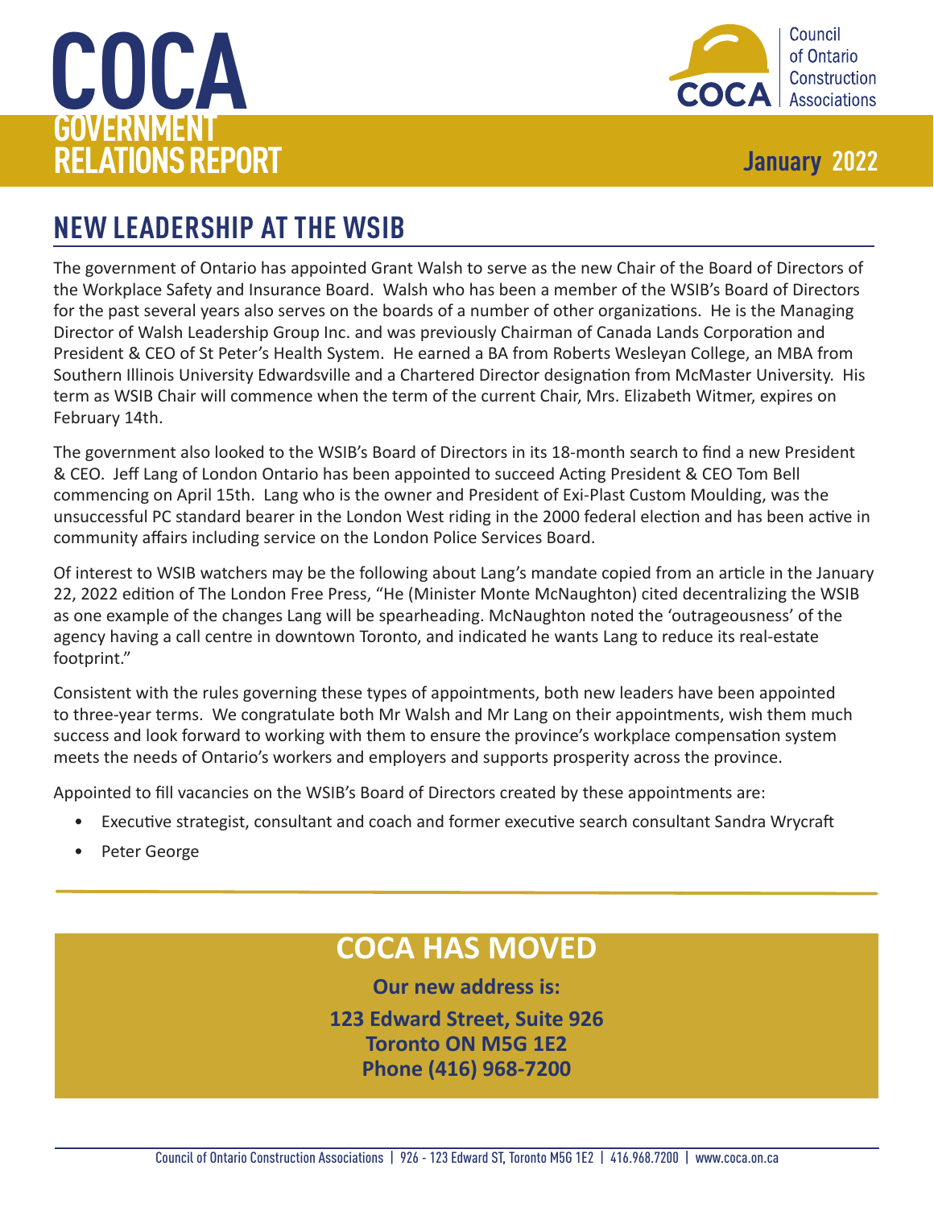# COCA GOVERNMENT RELATIONS REPORT

**January 2022**

## NEW LEADERSHIP AT THE WSIB

The government of Ontario has appointed Grant Walsh to serve as the new Chair of the Board of Directors of the Workplace Safety and Insurance Board. Walsh who has been a member of the WSIB's Board of Directors for the past several years also serves on the boards of a number of other organizations. He is the Managing Director of Walsh Leadership Group Inc. and was previously Chairman of Canada Lands Corporation and President & CEO of St Peter's Health System. He earned a BA from Roberts Wesleyan College, an MBA from Southern Illinois University Edwardsville and a Chartered Director designation from McMaster University. His term as WSIB Chair will commence when the term of the current Chair, Mrs. Elizabeth Witmer, expires on February 14th.

The government also looked to the WSIB's Board of Directors in its 18-month search to find a new President & CEO. Jeff Lang of London Ontario has been appointed to succeed Acting President & CEO Tom Bell commencing on April 15th. Lang who is the owner and President of Exi-Plast Custom Moulding, was the unsuccessful PC standard bearer in the London West riding in the 2000 federal election and has been active in community affairs including service on the London Police Services Board.

Of interest to WSIB watchers may be the following about Lang's mandate copied from an article in the January 22, 2022 edition of The London Free Press, "He (Minister Monte McNaughton) cited decentralizing the WSIB as one example of the changes Lang will be spearheading. McNaughton noted the 'outrageousness' of the agency having a call centre in downtown Toronto, and indicated he wants Lang to reduce its real-estate footprint."

Consistent with the rules governing these types of appointments, both new leaders have been appointed to three-year terms. We congratulate both Mr Walsh and Mr Lang on their appointments, wish them much success and look forward to working with them to ensure the province's workplace compensation system meets the needs of Ontario's workers and employers and supports prosperity across the province.

Appointed to fill vacancies on the WSIB's Board of Directors created by these appointments are:

- Executive strategist, consultant and coach and former executive search consultant Sandra Wrycraft
- Peter George

## COCA HAS MOVED

**Our new address is:**

**123 Edward Street, Suite 926**
**Toronto ON M5G 1E2**
**Phone (416) 968-7200**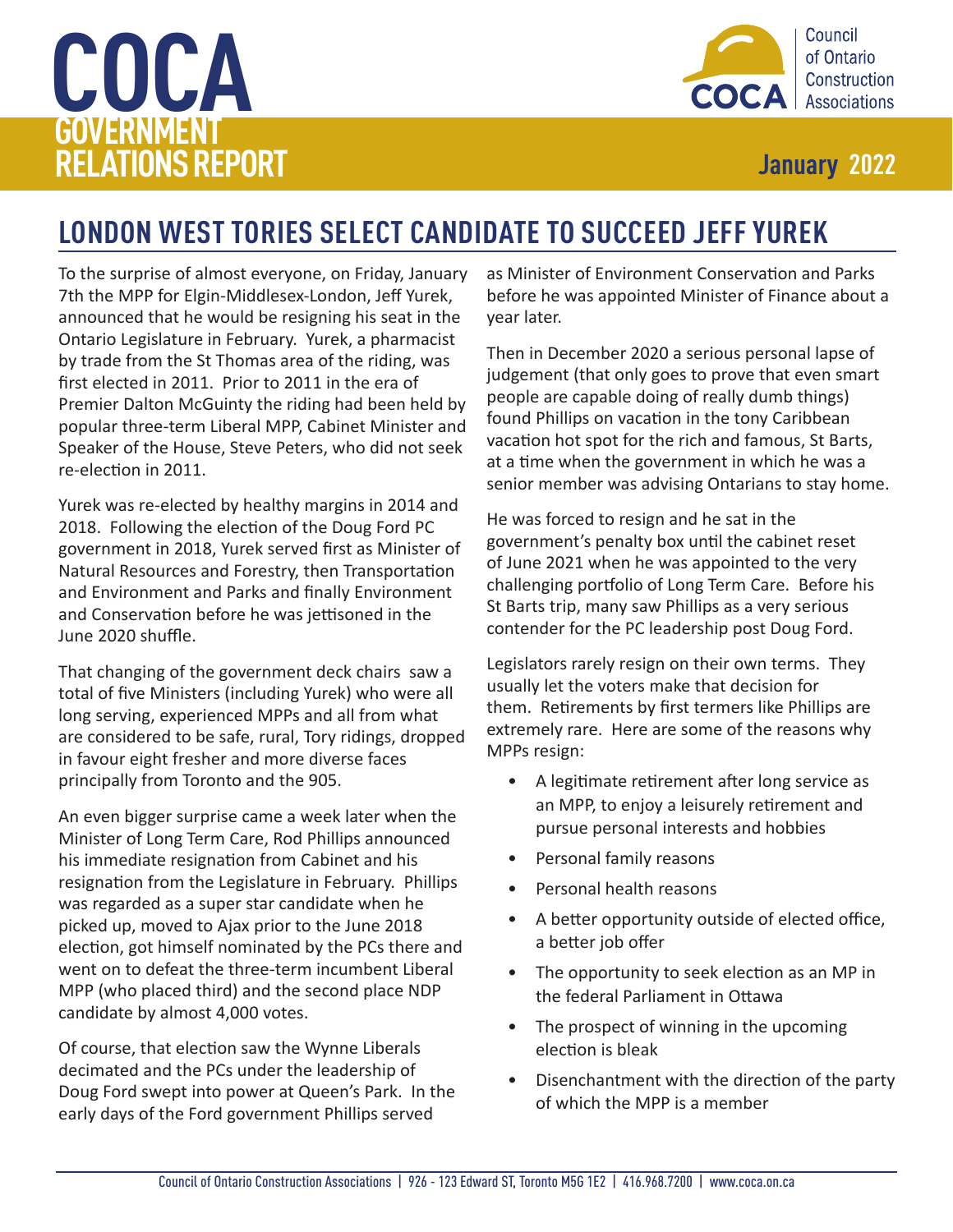## LONDON WEST TORIES SELECT CANDIDATE TO SUCCEED JEFF YUREK

To the surprise of almost everyone, on Friday, January 7th the MPP for Elgin-Middlesex-London, Jeff Yurek, announced that he would be resigning his seat in the Ontario Legislature in February. Yurek, a pharmacist by trade from the St Thomas area of the riding, was first elected in 2011. Prior to 2011 in the era of Premier Dalton McGuinty the riding had been held by popular three-term Liberal MPP, Cabinet Minister and Speaker of the House, Steve Peters, who did not seek re-election in 2011.

Yurek was re-elected by healthy margins in 2014 and 2018. Following the election of the Doug Ford PC government in 2018, Yurek served first as Minister of Natural Resources and Forestry, then Transportation and Environment and Parks and finally Environment and Conservation before he was jettisoned in the June 2020 shuffle.

That changing of the government deck chairs saw a total of five Ministers (including Yurek) who were all long serving, experienced MPPs and all from what are considered to be safe, rural, Tory ridings, dropped in favour eight fresher and more diverse faces principally from Toronto and the 905.

An even bigger surprise came a week later when the Minister of Long Term Care, Rod Phillips announced his immediate resignation from Cabinet and his resignation from the Legislature in February. Phillips was regarded as a super star candidate when he picked up, moved to Ajax prior to the June 2018 election, got himself nominated by the PCs there and went on to defeat the three-term incumbent Liberal MPP (who placed third) and the second place NDP candidate by almost 4,000 votes.

Of course, that election saw the Wynne Liberals decimated and the PCs under the leadership of Doug Ford swept into power at Queen's Park. In the early days of the Ford government Phillips served as Minister of Environment Conservation and Parks before he was appointed Minister of Finance about a year later.

Then in December 2020 a serious personal lapse of judgement (that only goes to prove that even smart people are capable doing of really dumb things) found Phillips on vacation in the tony Caribbean vacation hot spot for the rich and famous, St Barts, at a time when the government in which he was a senior member was advising Ontarians to stay home.

He was forced to resign and he sat in the government's penalty box until the cabinet reset of June 2021 when he was appointed to the very challenging portfolio of Long Term Care. Before his St Barts trip, many saw Phillips as a very serious contender for the PC leadership post Doug Ford.

Legislators rarely resign on their own terms. They usually let the voters make that decision for them. Retirements by first termers like Phillips are extremely rare. Here are some of the reasons why MPPs resign:

- A legitimate retirement after long service as an MPP, to enjoy a leisurely retirement and pursue personal interests and hobbies
- Personal family reasons
- Personal health reasons
- A better opportunity outside of elected office, a better job offer
- The opportunity to seek election as an MP in the federal Parliament in Ottawa
- The prospect of winning in the upcoming election is bleak
- Disenchantment with the direction of the party of which the MPP is a member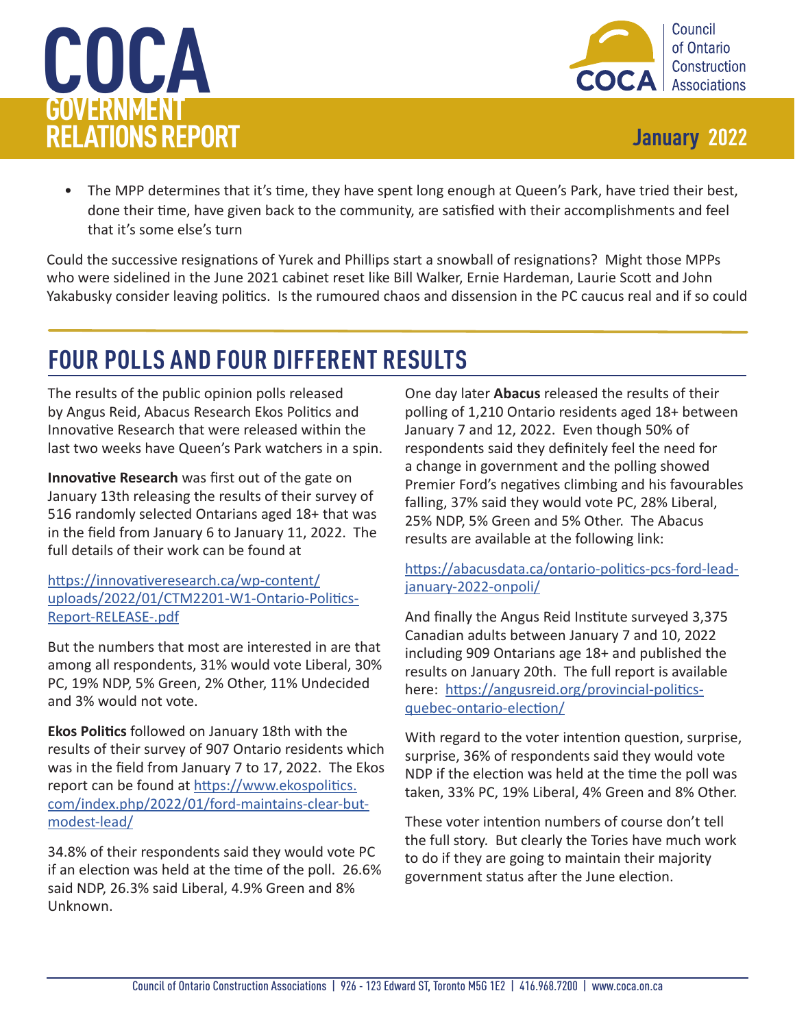- The MPP determines that it's time, they have spent long enough at Queen's Park, have tried their best, done their time, have given back to the community, are satisfied with their accomplishments and feel that it's some else's turn

Could the successive resignations of Yurek and Phillips start a snowball of resignations? Might those MPPs who were sidelined in the June 2021 cabinet reset like Bill Walker, Ernie Hardeman, Laurie Scott and John Yakabusky consider leaving politics. Is the rumoured chaos and dissension in the PC caucus real and if so could

## FOUR POLLS AND FOUR DIFFERENT RESULTS

The results of the public opinion polls released by Angus Reid, Abacus Research Ekos Politics and Innovative Research that were released within the last two weeks have Queen's Park watchers in a spin.

**Innovative Research** was first out of the gate on January 13th releasing the results of their survey of 516 randomly selected Ontarians aged 18+ that was in the field from January 6 to January 11, 2022. The full details of their work can be found at

https://innovativeresearch.ca/wp-content/uploads/2022/01/CTM2201-W1-Ontario-Politics-Report-RELEASE-.pdf

But the numbers that most are interested in are that among all respondents, 31% would vote Liberal, 30% PC, 19% NDP, 5% Green, 2% Other, 11% Undecided and 3% would not vote.

**Ekos Politics** followed on January 18th with the results of their survey of 907 Ontario residents which was in the field from January 7 to 17, 2022. The Ekos report can be found at https://www.ekospolitics.com/index.php/2022/01/ford-maintains-clear-but-modest-lead/

34.8% of their respondents said they would vote PC if an election was held at the time of the poll. 26.6% said NDP, 26.3% said Liberal, 4.9% Green and 8% Unknown.

One day later **Abacus** released the results of their polling of 1,210 Ontario residents aged 18+ between January 7 and 12, 2022. Even though 50% of respondents said they definitely feel the need for a change in government and the polling showed Premier Ford's negatives climbing and his favourables falling, 37% said they would vote PC, 28% Liberal, 25% NDP, 5% Green and 5% Other. The Abacus results are available at the following link:

https://abacusdata.ca/ontario-politics-pcs-ford-lead-january-2022-onpoli/

And finally the Angus Reid Institute surveyed 3,375 Canadian adults between January 7 and 10, 2022 including 909 Ontarians age 18+ and published the results on January 20th. The full report is available here: https://angusreid.org/provincial-politics-quebec-ontario-election/

With regard to the voter intention question, surprise, surprise, 36% of respondents said they would vote NDP if the election was held at the time the poll was taken, 33% PC, 19% Liberal, 4% Green and 8% Other.

These voter intention numbers of course don't tell the full story. But clearly the Tories have much work to do if they are going to maintain their majority government status after the June election.